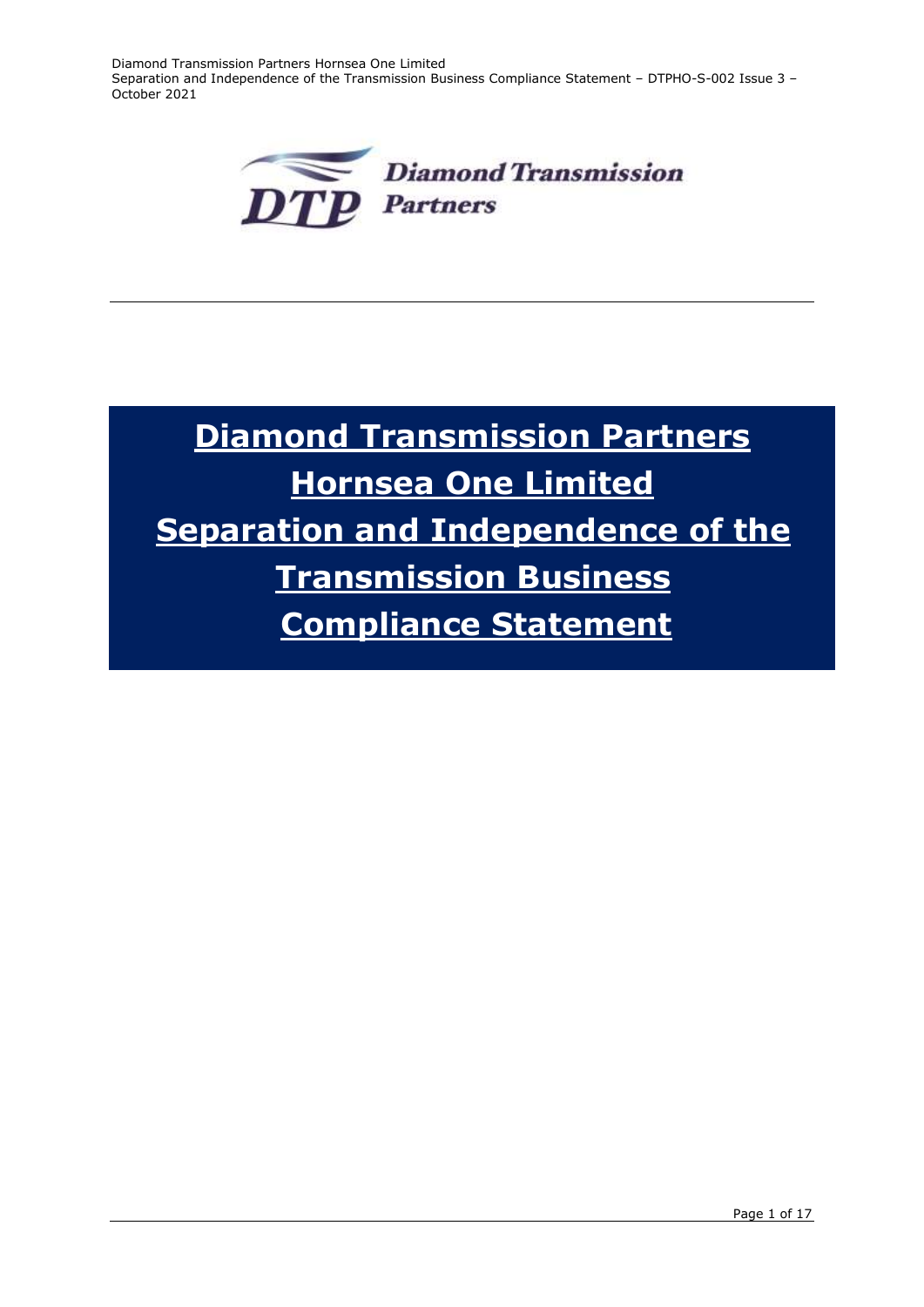# Diamond Transmission Partners Hornsea One Limited Separation and Independence of the Transmission Business Compliance Statement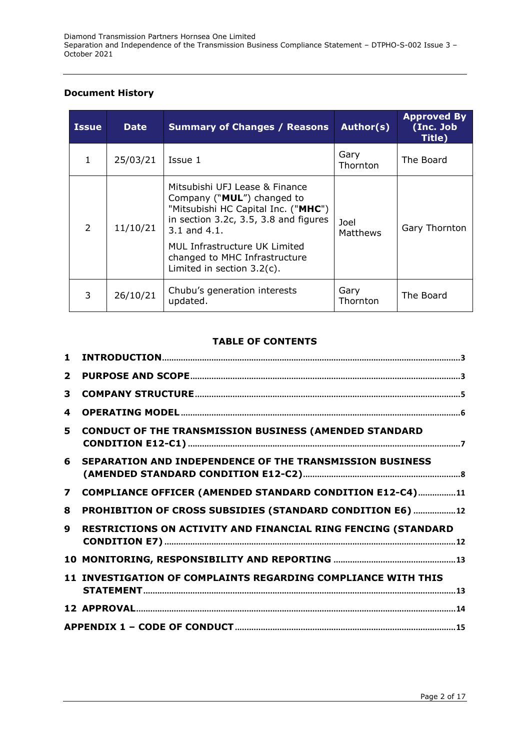## Document History

| Issue | Date | Summary of Changes / Reasons | Author(s) | Approved By (Inc. Job Title) |
|---|---|---|---|---|
| 1 | 25/03/21 | Issue 1 | Gary Thornton | The Board |
| 2 | 11/10/21 | Mitsubishi UFJ Lease & Finance Company ("**MUL**") changed to "Mitsubishi HC Capital Inc. ("**MHC**") in section 3.2c, 3.5, 3.8 and figures 3.1 and 4.1. MUL Infrastructure UK Limited changed to MHC Infrastructure Limited in section 3.2(c). | Joel Matthews | Gary Thornton |
| 3 | 26/10/21 | Chubu's generation interests updated. | Gary Thornton | The Board |

## TABLE OF CONTENTS

1 INTRODUCTION ..... 3

2 PURPOSE AND SCOPE ..... 3

3 COMPANY STRUCTURE ..... 5

4 OPERATING MODEL ..... 6

5 CONDUCT OF THE TRANSMISSION BUSINESS (AMENDED STANDARD CONDITION E12-C1) ..... 7

6 SEPARATION AND INDEPENDENCE OF THE TRANSMISSION BUSINESS (AMENDED STANDARD CONDITION E12-C2) ..... 8

7 COMPLIANCE OFFICER (AMENDED STANDARD CONDITION E12-C4) ..... 11

8 PROHIBITION OF CROSS SUBSIDIES (STANDARD CONDITION E6) ..... 12

9 RESTRICTIONS ON ACTIVITY AND FINANCIAL RING FENCING (STANDARD CONDITION E7) ..... 12

10 MONITORING, RESPONSIBILITY AND REPORTING ..... 13

11 INVESTIGATION OF COMPLAINTS REGARDING COMPLIANCE WITH THIS STATEMENT ..... 13

12 APPROVAL ..... 14

APPENDIX 1 – CODE OF CONDUCT ..... 15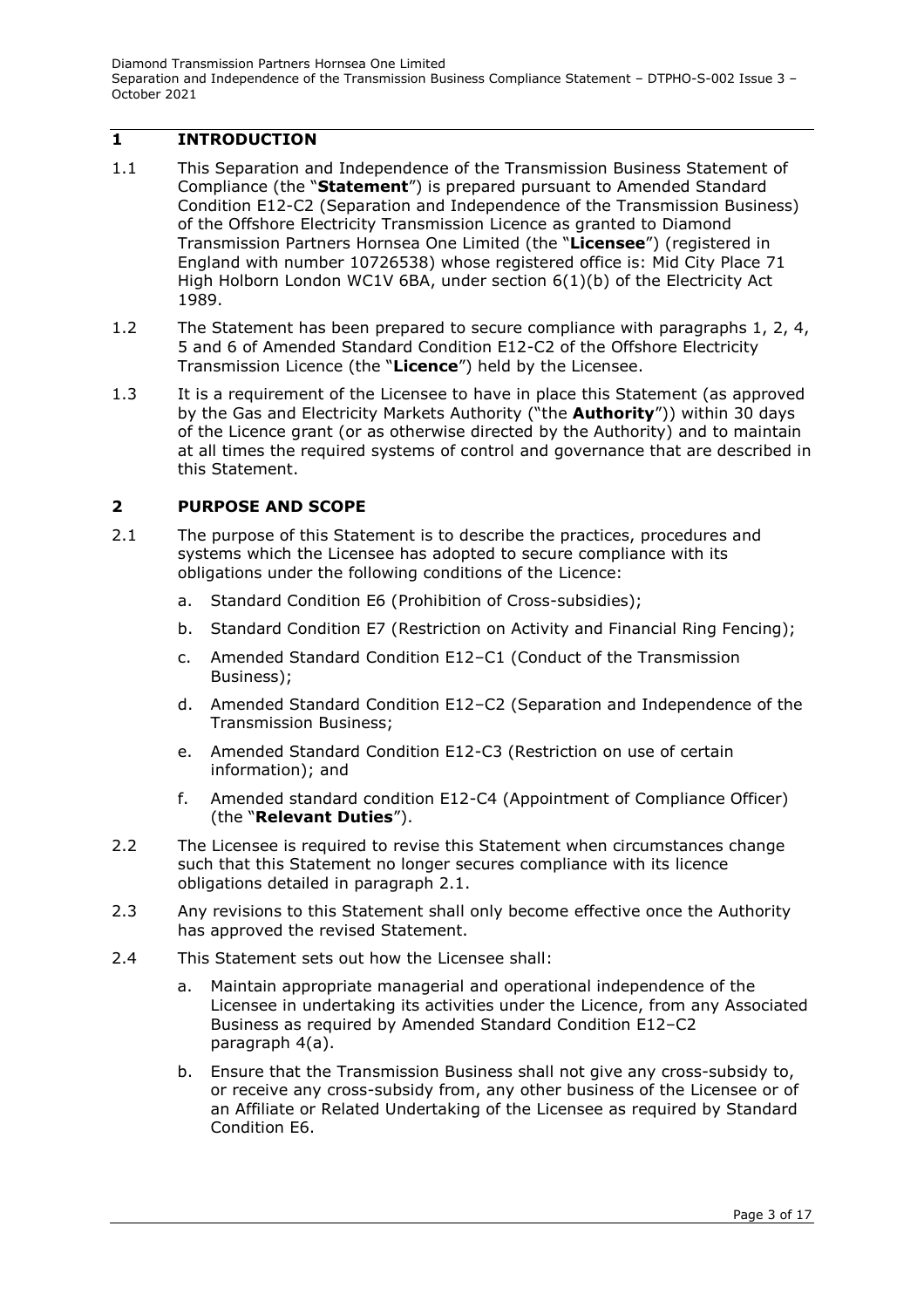## 1 INTRODUCTION

1.1 This Separation and Independence of the Transmission Business Statement of Compliance (the "**Statement**") is prepared pursuant to Amended Standard Condition E12-C2 (Separation and Independence of the Transmission Business) of the Offshore Electricity Transmission Licence as granted to Diamond Transmission Partners Hornsea One Limited (the "**Licensee**") (registered in England with number 10726538) whose registered office is: Mid City Place 71 High Holborn London WC1V 6BA, under section 6(1)(b) of the Electricity Act 1989.

1.2 The Statement has been prepared to secure compliance with paragraphs 1, 2, 4, 5 and 6 of Amended Standard Condition E12-C2 of the Offshore Electricity Transmission Licence (the "**Licence**") held by the Licensee.

1.3 It is a requirement of the Licensee to have in place this Statement (as approved by the Gas and Electricity Markets Authority ("the **Authority**")) within 30 days of the Licence grant (or as otherwise directed by the Authority) and to maintain at all times the required systems of control and governance that are described in this Statement.

## 2 PURPOSE AND SCOPE

2.1 The purpose of this Statement is to describe the practices, procedures and systems which the Licensee has adopted to secure compliance with its obligations under the following conditions of the Licence:

a. Standard Condition E6 (Prohibition of Cross-subsidies);

b. Standard Condition E7 (Restriction on Activity and Financial Ring Fencing);

c. Amended Standard Condition E12–C1 (Conduct of the Transmission Business);

d. Amended Standard Condition E12–C2 (Separation and Independence of the Transmission Business;

e. Amended Standard Condition E12-C3 (Restriction on use of certain information); and

f. Amended standard condition E12-C4 (Appointment of Compliance Officer) (the "**Relevant Duties**").

2.2 The Licensee is required to revise this Statement when circumstances change such that this Statement no longer secures compliance with its licence obligations detailed in paragraph 2.1.

2.3 Any revisions to this Statement shall only become effective once the Authority has approved the revised Statement.

2.4 This Statement sets out how the Licensee shall:

a. Maintain appropriate managerial and operational independence of the Licensee in undertaking its activities under the Licence, from any Associated Business as required by Amended Standard Condition E12–C2 paragraph 4(a).

b. Ensure that the Transmission Business shall not give any cross-subsidy to, or receive any cross-subsidy from, any other business of the Licensee or of an Affiliate or Related Undertaking of the Licensee as required by Standard Condition E6.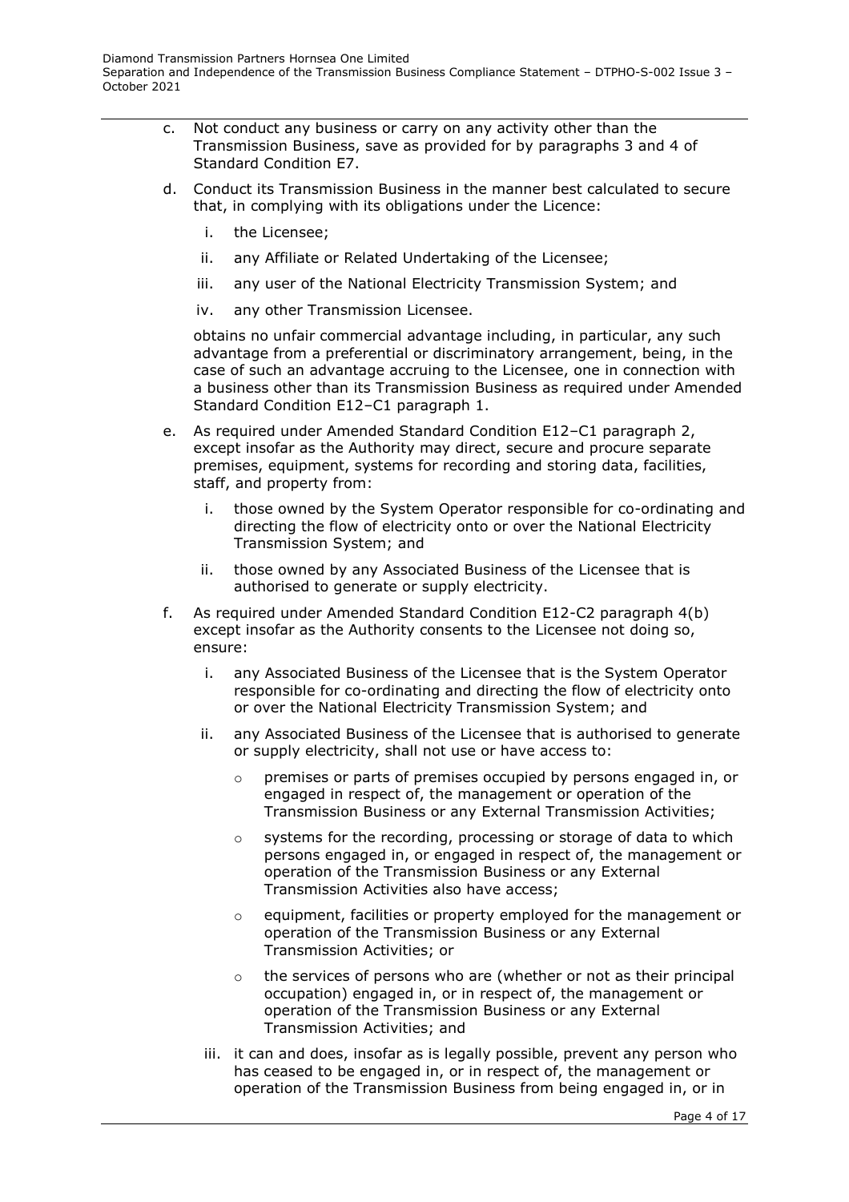c. Not conduct any business or carry on any activity other than the Transmission Business, save as provided for by paragraphs 3 and 4 of Standard Condition E7.

d. Conduct its Transmission Business in the manner best calculated to secure that, in complying with its obligations under the Licence:

   i. the Licensee;

   ii. any Affiliate or Related Undertaking of the Licensee;

   iii. any user of the National Electricity Transmission System; and

   iv. any other Transmission Licensee.

   obtains no unfair commercial advantage including, in particular, any such advantage from a preferential or discriminatory arrangement, being, in the case of such an advantage accruing to the Licensee, one in connection with a business other than its Transmission Business as required under Amended Standard Condition E12–C1 paragraph 1.

e. As required under Amended Standard Condition E12–C1 paragraph 2, except insofar as the Authority may direct, secure and procure separate premises, equipment, systems for recording and storing data, facilities, staff, and property from:

   i. those owned by the System Operator responsible for co-ordinating and directing the flow of electricity onto or over the National Electricity Transmission System; and

   ii. those owned by any Associated Business of the Licensee that is authorised to generate or supply electricity.

f. As required under Amended Standard Condition E12-C2 paragraph 4(b) except insofar as the Authority consents to the Licensee not doing so, ensure:

   i. any Associated Business of the Licensee that is the System Operator responsible for co-ordinating and directing the flow of electricity onto or over the National Electricity Transmission System; and

   ii. any Associated Business of the Licensee that is authorised to generate or supply electricity, shall not use or have access to:

      - premises or parts of premises occupied by persons engaged in, or engaged in respect of, the management or operation of the Transmission Business or any External Transmission Activities;
      - systems for the recording, processing or storage of data to which persons engaged in, or engaged in respect of, the management or operation of the Transmission Business or any External Transmission Activities also have access;
      - equipment, facilities or property employed for the management or operation of the Transmission Business or any External Transmission Activities; or
      - the services of persons who are (whether or not as their principal occupation) engaged in, or in respect of, the management or operation of the Transmission Business or any External Transmission Activities; and

   iii. it can and does, insofar as is legally possible, prevent any person who has ceased to be engaged in, or in respect of, the management or operation of the Transmission Business from being engaged in, or in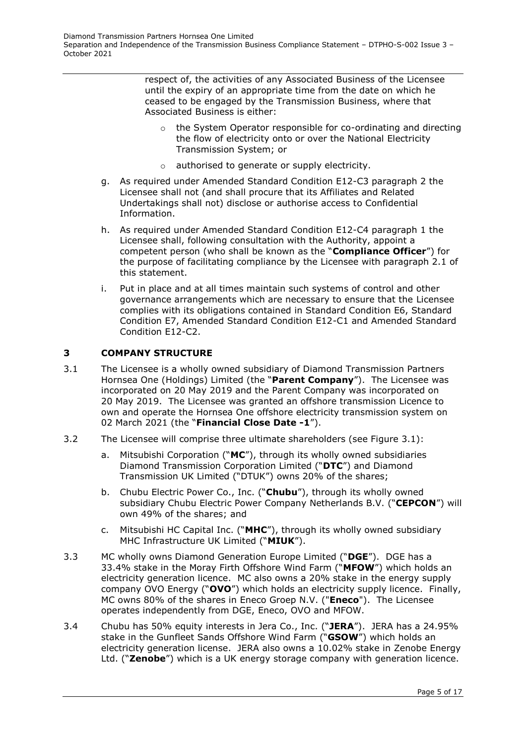respect of, the activities of any Associated Business of the Licensee until the expiry of an appropriate time from the date on which he ceased to be engaged by the Transmission Business, where that Associated Business is either:

  - the System Operator responsible for co-ordinating and directing the flow of electricity onto or over the National Electricity Transmission System; or
  - authorised to generate or supply electricity.

g. As required under Amended Standard Condition E12-C3 paragraph 2 the Licensee shall not (and shall procure that its Affiliates and Related Undertakings shall not) disclose or authorise access to Confidential Information.

h. As required under Amended Standard Condition E12-C4 paragraph 1 the Licensee shall, following consultation with the Authority, appoint a competent person (who shall be known as the "**Compliance Officer**") for the purpose of facilitating compliance by the Licensee with paragraph 2.1 of this statement.

i. Put in place and at all times maintain such systems of control and other governance arrangements which are necessary to ensure that the Licensee complies with its obligations contained in Standard Condition E6, Standard Condition E7, Amended Standard Condition E12-C1 and Amended Standard Condition E12-C2.

## 3 COMPANY STRUCTURE

3.1 The Licensee is a wholly owned subsidiary of Diamond Transmission Partners Hornsea One (Holdings) Limited (the "**Parent Company**"). The Licensee was incorporated on 20 May 2019 and the Parent Company was incorporated on 20 May 2019. The Licensee was granted an offshore transmission Licence to own and operate the Hornsea One offshore electricity transmission system on 02 March 2021 (the "**Financial Close Date -1**").

3.2 The Licensee will comprise three ultimate shareholders (see Figure 3.1):

a. Mitsubishi Corporation ("**MC**"), through its wholly owned subsidiaries Diamond Transmission Corporation Limited ("**DTC**") and Diamond Transmission UK Limited ("DTUK") owns 20% of the shares;

b. Chubu Electric Power Co., Inc. ("**Chubu**"), through its wholly owned subsidiary Chubu Electric Power Company Netherlands B.V. ("**CEPCON**") will own 49% of the shares; and

c. Mitsubishi HC Capital Inc. ("**MHC**"), through its wholly owned subsidiary MHC Infrastructure UK Limited ("**MIUK**").

3.3 MC wholly owns Diamond Generation Europe Limited ("**DGE**"). DGE has a 33.4% stake in the Moray Firth Offshore Wind Farm ("**MFOW**") which holds an electricity generation licence. MC also owns a 20% stake in the energy supply company OVO Energy ("**OVO**") which holds an electricity supply licence. Finally, MC owns 80% of the shares in Eneco Groep N.V. ("**Eneco**"). The Licensee operates independently from DGE, Eneco, OVO and MFOW.

3.4 Chubu has 50% equity interests in Jera Co., Inc. ("**JERA**"). JERA has a 24.95% stake in the Gunfleet Sands Offshore Wind Farm ("**GSOW**") which holds an electricity generation license. JERA also owns a 10.02% stake in Zenobe Energy Ltd. ("**Zenobe**") which is a UK energy storage company with generation licence.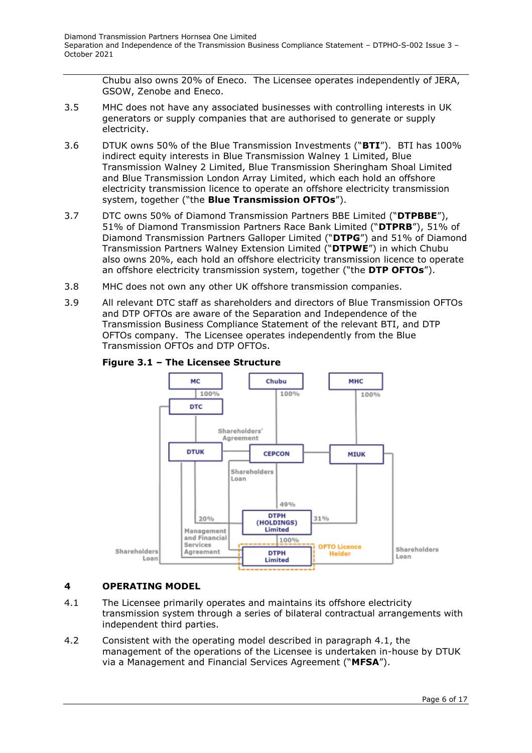Chubu also owns 20% of Eneco. The Licensee operates independently of JERA, GSOW, Zenobe and Eneco.

3.5 MHC does not have any associated businesses with controlling interests in UK generators or supply companies that are authorised to generate or supply electricity.

3.6 DTUK owns 50% of the Blue Transmission Investments ("**BTI**"). BTI has 100% indirect equity interests in Blue Transmission Walney 1 Limited, Blue Transmission Walney 2 Limited, Blue Transmission Sheringham Shoal Limited and Blue Transmission London Array Limited, which each hold an offshore electricity transmission licence to operate an offshore electricity transmission system, together ("the **Blue Transmission OFTOs**").

3.7 DTC owns 50% of Diamond Transmission Partners BBE Limited ("**DTPBBE**"), 51% of Diamond Transmission Partners Race Bank Limited ("**DTPRB**"), 51% of Diamond Transmission Partners Galloper Limited ("**DTPG**") and 51% of Diamond Transmission Partners Walney Extension Limited ("**DTPWE**") in which Chubu also owns 20%, each hold an offshore electricity transmission licence to operate an offshore electricity transmission system, together ("the **DTP OFTOs**").

3.8 MHC does not own any other UK offshore transmission companies.

3.9 All relevant DTC staff as shareholders and directors of Blue Transmission OFTOs and DTP OFTOs are aware of the Separation and Independence of the Transmission Business Compliance Statement of the relevant BTI, and DTP OFTOs company. The Licensee operates independently from the Blue Transmission OFTOs and DTP OFTOs.

**Figure 3.1 – The Licensee Structure**

## 4 OPERATING MODEL

4.1 The Licensee primarily operates and maintains its offshore electricity transmission system through a series of bilateral contractual arrangements with independent third parties.

4.2 Consistent with the operating model described in paragraph 4.1, the management of the operations of the Licensee is undertaken in-house by DTUK via a Management and Financial Services Agreement ("**MFSA**").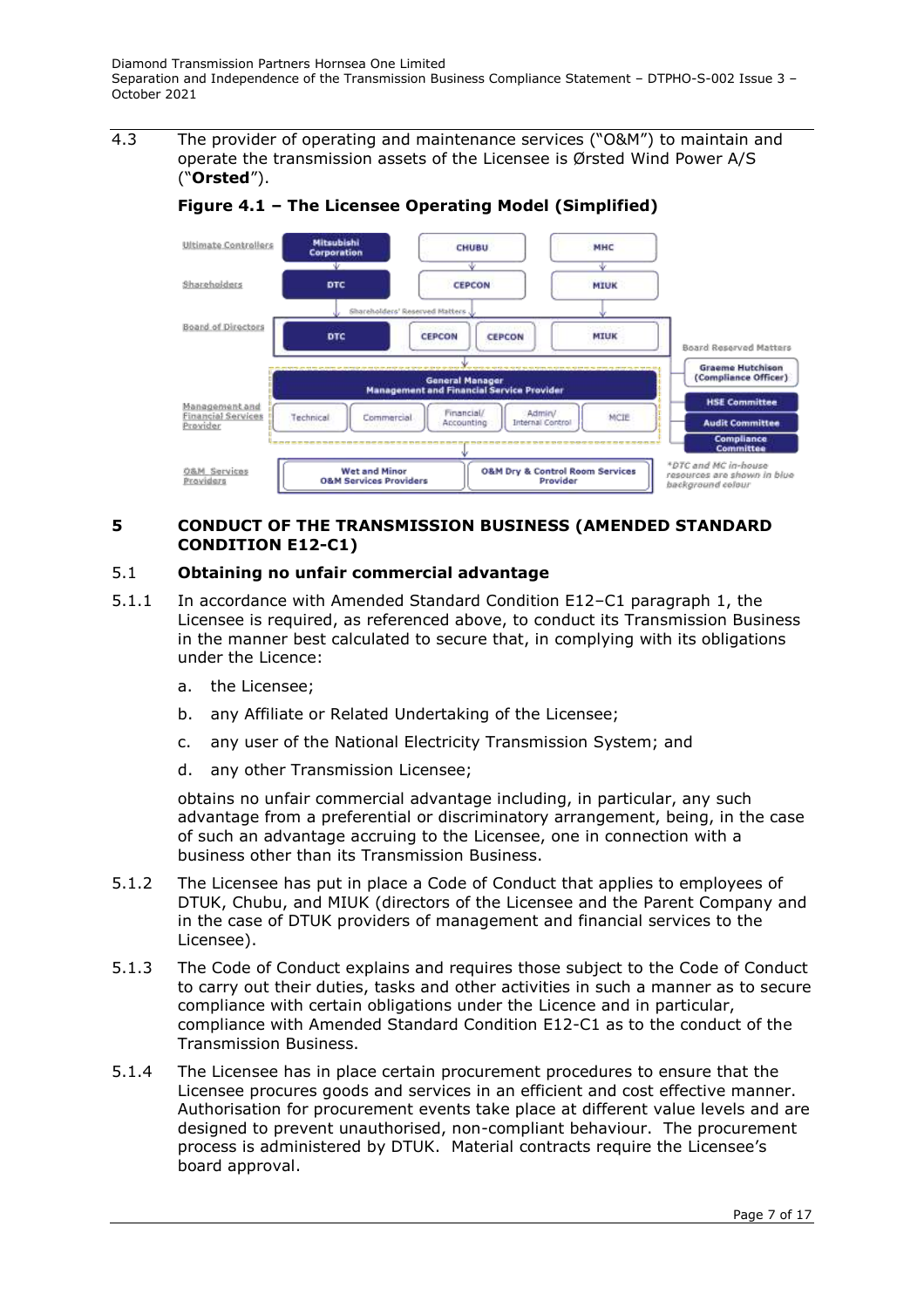4.3 The provider of operating and maintenance services ("O&M") to maintain and operate the transmission assets of the Licensee is Ørsted Wind Power A/S ("**Orsted**").

**Figure 4.1 – The Licensee Operating Model (Simplified)**

| | | | |
|---|---|---|---|
| Ultimate Controllers | Mitsubishi Corporation | CHUBU | MHC |
| Shareholders | DTC | CEPCON | MIUK |
| Board of Directors | DTC | CEPCON, CEPCON | MIUK |
| Management and Financial Services Provider | General Manager – Management and Financial Service Provider: Technical, Commercial, Financial/Accounting, Admin/Internal Control, MCIE | | |
| O&M Services Providers | Wet and Minor O&M Services Providers | O&M Dry & Control Room Services Provider | |

Shareholders' Reserved Matters

Board Reserved Matters: Graeme Hutchison (Compliance Officer); HSE Committee; Audit Committee; Compliance Committee

*DTC and MC in-house resources are shown in blue background colour

## 5 CONDUCT OF THE TRANSMISSION BUSINESS (AMENDED STANDARD CONDITION E12-C1)

### 5.1 Obtaining no unfair commercial advantage

5.1.1 In accordance with Amended Standard Condition E12–C1 paragraph 1, the Licensee is required, as referenced above, to conduct its Transmission Business in the manner best calculated to secure that, in complying with its obligations under the Licence:

a. the Licensee;

b. any Affiliate or Related Undertaking of the Licensee;

c. any user of the National Electricity Transmission System; and

d. any other Transmission Licensee;

obtains no unfair commercial advantage including, in particular, any such advantage from a preferential or discriminatory arrangement, being, in the case of such an advantage accruing to the Licensee, one in connection with a business other than its Transmission Business.

5.1.2 The Licensee has put in place a Code of Conduct that applies to employees of DTUK, Chubu, and MIUK (directors of the Licensee and the Parent Company and in the case of DTUK providers of management and financial services to the Licensee).

5.1.3 The Code of Conduct explains and requires those subject to the Code of Conduct to carry out their duties, tasks and other activities in such a manner as to secure compliance with certain obligations under the Licence and in particular, compliance with Amended Standard Condition E12-C1 as to the conduct of the Transmission Business.

5.1.4 The Licensee has in place certain procurement procedures to ensure that the Licensee procures goods and services in an efficient and cost effective manner. Authorisation for procurement events take place at different value levels and are designed to prevent unauthorised, non-compliant behaviour. The procurement process is administered by DTUK. Material contracts require the Licensee's board approval.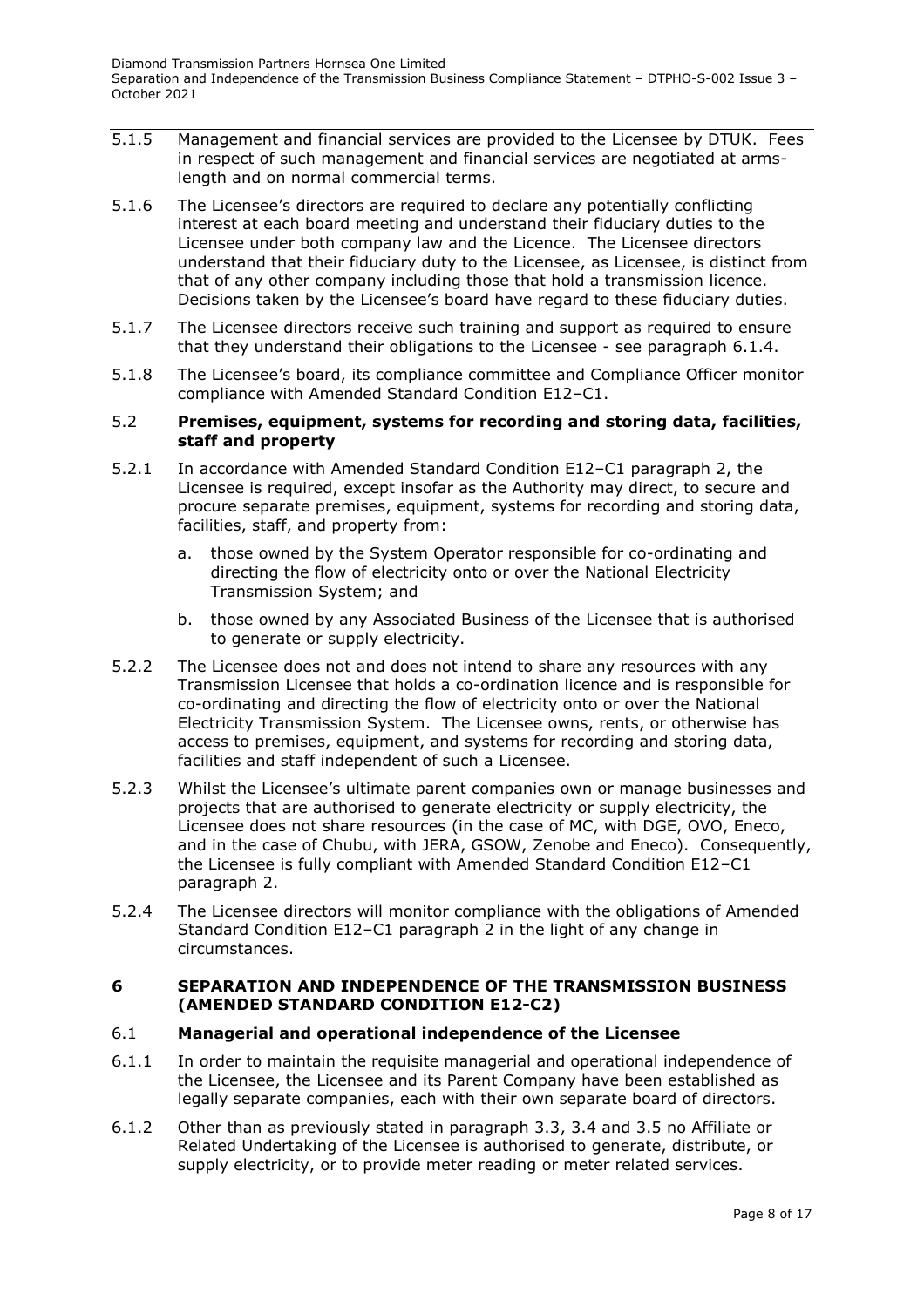5.1.5 Management and financial services are provided to the Licensee by DTUK. Fees in respect of such management and financial services are negotiated at arms-length and on normal commercial terms.

5.1.6 The Licensee's directors are required to declare any potentially conflicting interest at each board meeting and understand their fiduciary duties to the Licensee under both company law and the Licence. The Licensee directors understand that their fiduciary duty to the Licensee, as Licensee, is distinct from that of any other company including those that hold a transmission licence. Decisions taken by the Licensee's board have regard to these fiduciary duties.

5.1.7 The Licensee directors receive such training and support as required to ensure that they understand their obligations to the Licensee - see paragraph 6.1.4.

5.1.8 The Licensee's board, its compliance committee and Compliance Officer monitor compliance with Amended Standard Condition E12–C1.

### 5.2 Premises, equipment, systems for recording and storing data, facilities, staff and property

5.2.1 In accordance with Amended Standard Condition E12–C1 paragraph 2, the Licensee is required, except insofar as the Authority may direct, to secure and procure separate premises, equipment, systems for recording and storing data, facilities, staff, and property from:

a. those owned by the System Operator responsible for co-ordinating and directing the flow of electricity onto or over the National Electricity Transmission System; and

b. those owned by any Associated Business of the Licensee that is authorised to generate or supply electricity.

5.2.2 The Licensee does not and does not intend to share any resources with any Transmission Licensee that holds a co-ordination licence and is responsible for co-ordinating and directing the flow of electricity onto or over the National Electricity Transmission System. The Licensee owns, rents, or otherwise has access to premises, equipment, and systems for recording and storing data, facilities and staff independent of such a Licensee.

5.2.3 Whilst the Licensee's ultimate parent companies own or manage businesses and projects that are authorised to generate electricity or supply electricity, the Licensee does not share resources (in the case of MC, with DGE, OVO, Eneco, and in the case of Chubu, with JERA, GSOW, Zenobe and Eneco). Consequently, the Licensee is fully compliant with Amended Standard Condition E12–C1 paragraph 2.

5.2.4 The Licensee directors will monitor compliance with the obligations of Amended Standard Condition E12–C1 paragraph 2 in the light of any change in circumstances.

## 6 SEPARATION AND INDEPENDENCE OF THE TRANSMISSION BUSINESS (AMENDED STANDARD CONDITION E12-C2)

### 6.1 Managerial and operational independence of the Licensee

6.1.1 In order to maintain the requisite managerial and operational independence of the Licensee, the Licensee and its Parent Company have been established as legally separate companies, each with their own separate board of directors.

6.1.2 Other than as previously stated in paragraph 3.3, 3.4 and 3.5 no Affiliate or Related Undertaking of the Licensee is authorised to generate, distribute, or supply electricity, or to provide meter reading or meter related services.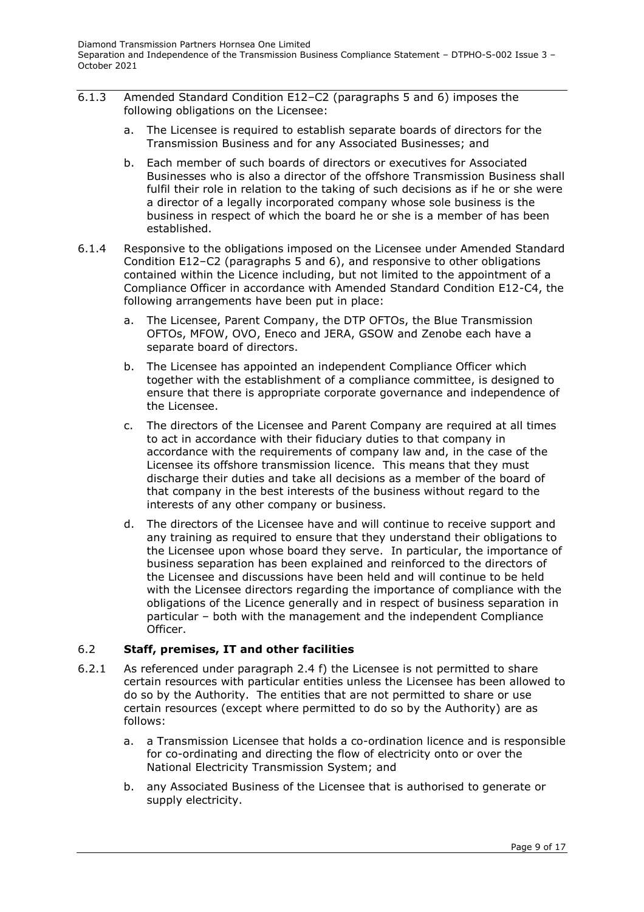6.1.3 Amended Standard Condition E12–C2 (paragraphs 5 and 6) imposes the following obligations on the Licensee:

a. The Licensee is required to establish separate boards of directors for the Transmission Business and for any Associated Businesses; and

b. Each member of such boards of directors or executives for Associated Businesses who is also a director of the offshore Transmission Business shall fulfil their role in relation to the taking of such decisions as if he or she were a director of a legally incorporated company whose sole business is the business in respect of which the board he or she is a member of has been established.

6.1.4 Responsive to the obligations imposed on the Licensee under Amended Standard Condition E12–C2 (paragraphs 5 and 6), and responsive to other obligations contained within the Licence including, but not limited to the appointment of a Compliance Officer in accordance with Amended Standard Condition E12-C4, the following arrangements have been put in place:

a. The Licensee, Parent Company, the DTP OFTOs, the Blue Transmission OFTOs, MFOW, OVO, Eneco and JERA, GSOW and Zenobe each have a separate board of directors.

b. The Licensee has appointed an independent Compliance Officer which together with the establishment of a compliance committee, is designed to ensure that there is appropriate corporate governance and independence of the Licensee.

c. The directors of the Licensee and Parent Company are required at all times to act in accordance with their fiduciary duties to that company in accordance with the requirements of company law and, in the case of the Licensee its offshore transmission licence. This means that they must discharge their duties and take all decisions as a member of the board of that company in the best interests of the business without regard to the interests of any other company or business.

d. The directors of the Licensee have and will continue to receive support and any training as required to ensure that they understand their obligations to the Licensee upon whose board they serve. In particular, the importance of business separation has been explained and reinforced to the directors of the Licensee and discussions have been held and will continue to be held with the Licensee directors regarding the importance of compliance with the obligations of the Licence generally and in respect of business separation in particular – both with the management and the independent Compliance Officer.

### 6.2 **Staff, premises, IT and other facilities**

6.2.1 As referenced under paragraph 2.4 f) the Licensee is not permitted to share certain resources with particular entities unless the Licensee has been allowed to do so by the Authority. The entities that are not permitted to share or use certain resources (except where permitted to do so by the Authority) are as follows:

a. a Transmission Licensee that holds a co-ordination licence and is responsible for co-ordinating and directing the flow of electricity onto or over the National Electricity Transmission System; and

b. any Associated Business of the Licensee that is authorised to generate or supply electricity.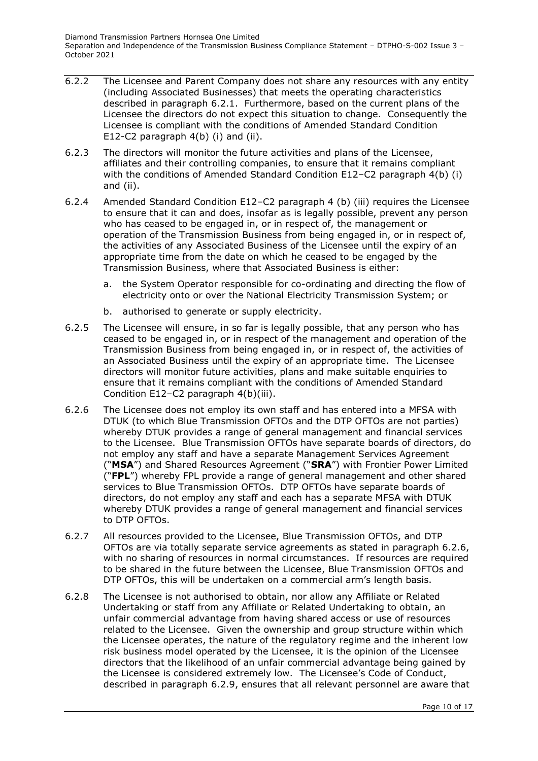6.2.2 The Licensee and Parent Company does not share any resources with any entity (including Associated Businesses) that meets the operating characteristics described in paragraph 6.2.1. Furthermore, based on the current plans of the Licensee the directors do not expect this situation to change. Consequently the Licensee is compliant with the conditions of Amended Standard Condition E12-C2 paragraph 4(b) (i) and (ii).

6.2.3 The directors will monitor the future activities and plans of the Licensee, affiliates and their controlling companies, to ensure that it remains compliant with the conditions of Amended Standard Condition E12–C2 paragraph 4(b) (i) and (ii).

6.2.4 Amended Standard Condition E12–C2 paragraph 4 (b) (iii) requires the Licensee to ensure that it can and does, insofar as is legally possible, prevent any person who has ceased to be engaged in, or in respect of, the management or operation of the Transmission Business from being engaged in, or in respect of, the activities of any Associated Business of the Licensee until the expiry of an appropriate time from the date on which he ceased to be engaged by the Transmission Business, where that Associated Business is either:

   a. the System Operator responsible for co-ordinating and directing the flow of electricity onto or over the National Electricity Transmission System; or

   b. authorised to generate or supply electricity.

6.2.5 The Licensee will ensure, in so far is legally possible, that any person who has ceased to be engaged in, or in respect of the management and operation of the Transmission Business from being engaged in, or in respect of, the activities of an Associated Business until the expiry of an appropriate time. The Licensee directors will monitor future activities, plans and make suitable enquiries to ensure that it remains compliant with the conditions of Amended Standard Condition E12–C2 paragraph 4(b)(iii).

6.2.6 The Licensee does not employ its own staff and has entered into a MFSA with DTUK (to which Blue Transmission OFTOs and the DTP OFTOs are not parties) whereby DTUK provides a range of general management and financial services to the Licensee. Blue Transmission OFTOs have separate boards of directors, do not employ any staff and have a separate Management Services Agreement ("**MSA**") and Shared Resources Agreement ("**SRA**") with Frontier Power Limited ("**FPL**") whereby FPL provide a range of general management and other shared services to Blue Transmission OFTOs. DTP OFTOs have separate boards of directors, do not employ any staff and each has a separate MFSA with DTUK whereby DTUK provides a range of general management and financial services to DTP OFTOs.

6.2.7 All resources provided to the Licensee, Blue Transmission OFTOs, and DTP OFTOs are via totally separate service agreements as stated in paragraph 6.2.6, with no sharing of resources in normal circumstances. If resources are required to be shared in the future between the Licensee, Blue Transmission OFTOs and DTP OFTOs, this will be undertaken on a commercial arm's length basis.

6.2.8 The Licensee is not authorised to obtain, nor allow any Affiliate or Related Undertaking or staff from any Affiliate or Related Undertaking to obtain, an unfair commercial advantage from having shared access or use of resources related to the Licensee. Given the ownership and group structure within which the Licensee operates, the nature of the regulatory regime and the inherent low risk business model operated by the Licensee, it is the opinion of the Licensee directors that the likelihood of an unfair commercial advantage being gained by the Licensee is considered extremely low. The Licensee's Code of Conduct, described in paragraph 6.2.9, ensures that all relevant personnel are aware that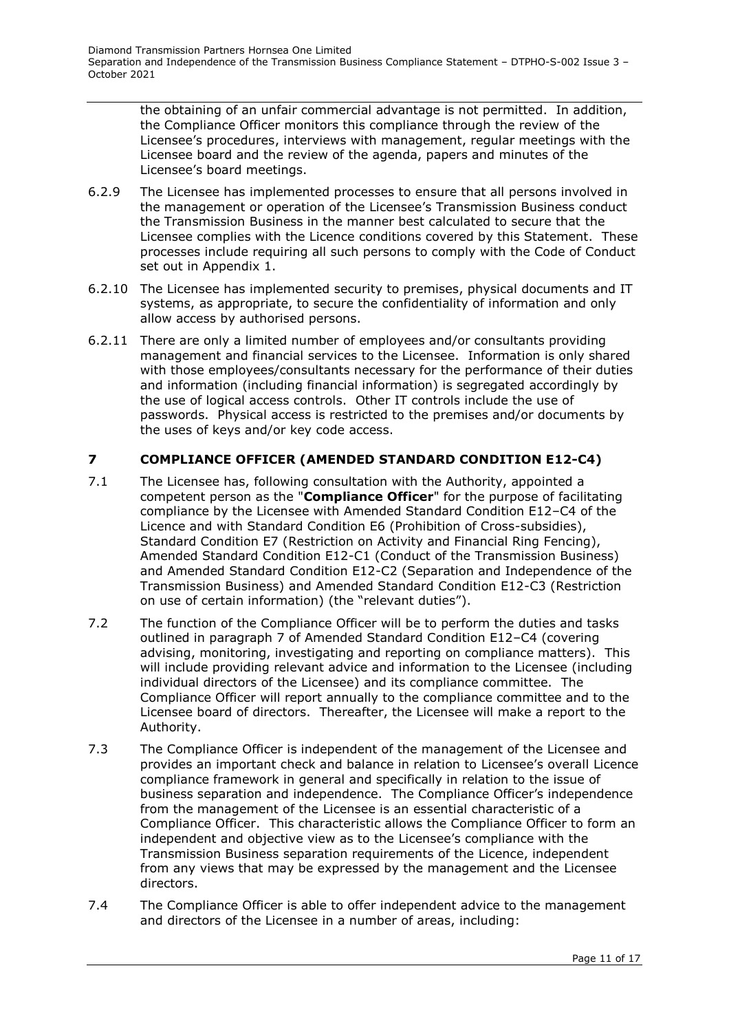the obtaining of an unfair commercial advantage is not permitted. In addition, the Compliance Officer monitors this compliance through the review of the Licensee's procedures, interviews with management, regular meetings with the Licensee board and the review of the agenda, papers and minutes of the Licensee's board meetings.

6.2.9 The Licensee has implemented processes to ensure that all persons involved in the management or operation of the Licensee's Transmission Business conduct the Transmission Business in the manner best calculated to secure that the Licensee complies with the Licence conditions covered by this Statement. These processes include requiring all such persons to comply with the Code of Conduct set out in Appendix 1.

6.2.10 The Licensee has implemented security to premises, physical documents and IT systems, as appropriate, to secure the confidentiality of information and only allow access by authorised persons.

6.2.11 There are only a limited number of employees and/or consultants providing management and financial services to the Licensee. Information is only shared with those employees/consultants necessary for the performance of their duties and information (including financial information) is segregated accordingly by the use of logical access controls. Other IT controls include the use of passwords. Physical access is restricted to the premises and/or documents by the uses of keys and/or key code access.

## 7 COMPLIANCE OFFICER (AMENDED STANDARD CONDITION E12-C4)

7.1 The Licensee has, following consultation with the Authority, appointed a competent person as the "**Compliance Officer**" for the purpose of facilitating compliance by the Licensee with Amended Standard Condition E12–C4 of the Licence and with Standard Condition E6 (Prohibition of Cross-subsidies), Standard Condition E7 (Restriction on Activity and Financial Ring Fencing), Amended Standard Condition E12-C1 (Conduct of the Transmission Business) and Amended Standard Condition E12-C2 (Separation and Independence of the Transmission Business) and Amended Standard Condition E12-C3 (Restriction on use of certain information) (the "relevant duties").

7.2 The function of the Compliance Officer will be to perform the duties and tasks outlined in paragraph 7 of Amended Standard Condition E12–C4 (covering advising, monitoring, investigating and reporting on compliance matters). This will include providing relevant advice and information to the Licensee (including individual directors of the Licensee) and its compliance committee. The Compliance Officer will report annually to the compliance committee and to the Licensee board of directors. Thereafter, the Licensee will make a report to the Authority.

7.3 The Compliance Officer is independent of the management of the Licensee and provides an important check and balance in relation to Licensee's overall Licence compliance framework in general and specifically in relation to the issue of business separation and independence. The Compliance Officer's independence from the management of the Licensee is an essential characteristic of a Compliance Officer. This characteristic allows the Compliance Officer to form an independent and objective view as to the Licensee's compliance with the Transmission Business separation requirements of the Licence, independent from any views that may be expressed by the management and the Licensee directors.

7.4 The Compliance Officer is able to offer independent advice to the management and directors of the Licensee in a number of areas, including: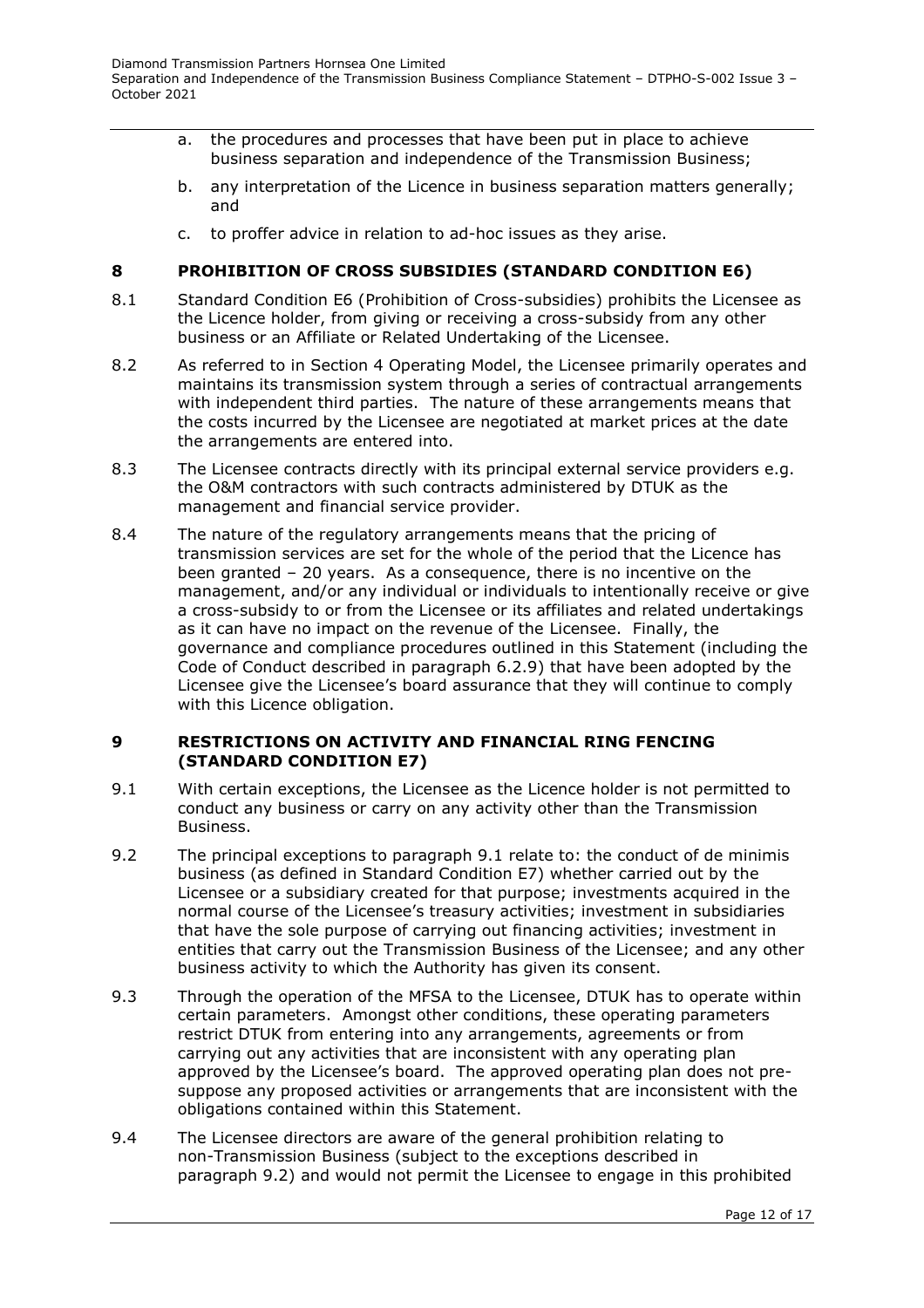a. the procedures and processes that have been put in place to achieve business separation and independence of the Transmission Business;

b. any interpretation of the Licence in business separation matters generally; and

c. to proffer advice in relation to ad-hoc issues as they arise.

## 8 PROHIBITION OF CROSS SUBSIDIES (STANDARD CONDITION E6)

8.1 Standard Condition E6 (Prohibition of Cross-subsidies) prohibits the Licensee as the Licence holder, from giving or receiving a cross-subsidy from any other business or an Affiliate or Related Undertaking of the Licensee.

8.2 As referred to in Section 4 Operating Model, the Licensee primarily operates and maintains its transmission system through a series of contractual arrangements with independent third parties. The nature of these arrangements means that the costs incurred by the Licensee are negotiated at market prices at the date the arrangements are entered into.

8.3 The Licensee contracts directly with its principal external service providers e.g. the O&M contractors with such contracts administered by DTUK as the management and financial service provider.

8.4 The nature of the regulatory arrangements means that the pricing of transmission services are set for the whole of the period that the Licence has been granted – 20 years. As a consequence, there is no incentive on the management, and/or any individual or individuals to intentionally receive or give a cross-subsidy to or from the Licensee or its affiliates and related undertakings as it can have no impact on the revenue of the Licensee. Finally, the governance and compliance procedures outlined in this Statement (including the Code of Conduct described in paragraph 6.2.9) that have been adopted by the Licensee give the Licensee's board assurance that they will continue to comply with this Licence obligation.

## 9 RESTRICTIONS ON ACTIVITY AND FINANCIAL RING FENCING (STANDARD CONDITION E7)

9.1 With certain exceptions, the Licensee as the Licence holder is not permitted to conduct any business or carry on any activity other than the Transmission Business.

9.2 The principal exceptions to paragraph 9.1 relate to: the conduct of de minimis business (as defined in Standard Condition E7) whether carried out by the Licensee or a subsidiary created for that purpose; investments acquired in the normal course of the Licensee's treasury activities; investment in subsidiaries that have the sole purpose of carrying out financing activities; investment in entities that carry out the Transmission Business of the Licensee; and any other business activity to which the Authority has given its consent.

9.3 Through the operation of the MFSA to the Licensee, DTUK has to operate within certain parameters. Amongst other conditions, these operating parameters restrict DTUK from entering into any arrangements, agreements or from carrying out any activities that are inconsistent with any operating plan approved by the Licensee's board. The approved operating plan does not pre-suppose any proposed activities or arrangements that are inconsistent with the obligations contained within this Statement.

9.4 The Licensee directors are aware of the general prohibition relating to non-Transmission Business (subject to the exceptions described in paragraph 9.2) and would not permit the Licensee to engage in this prohibited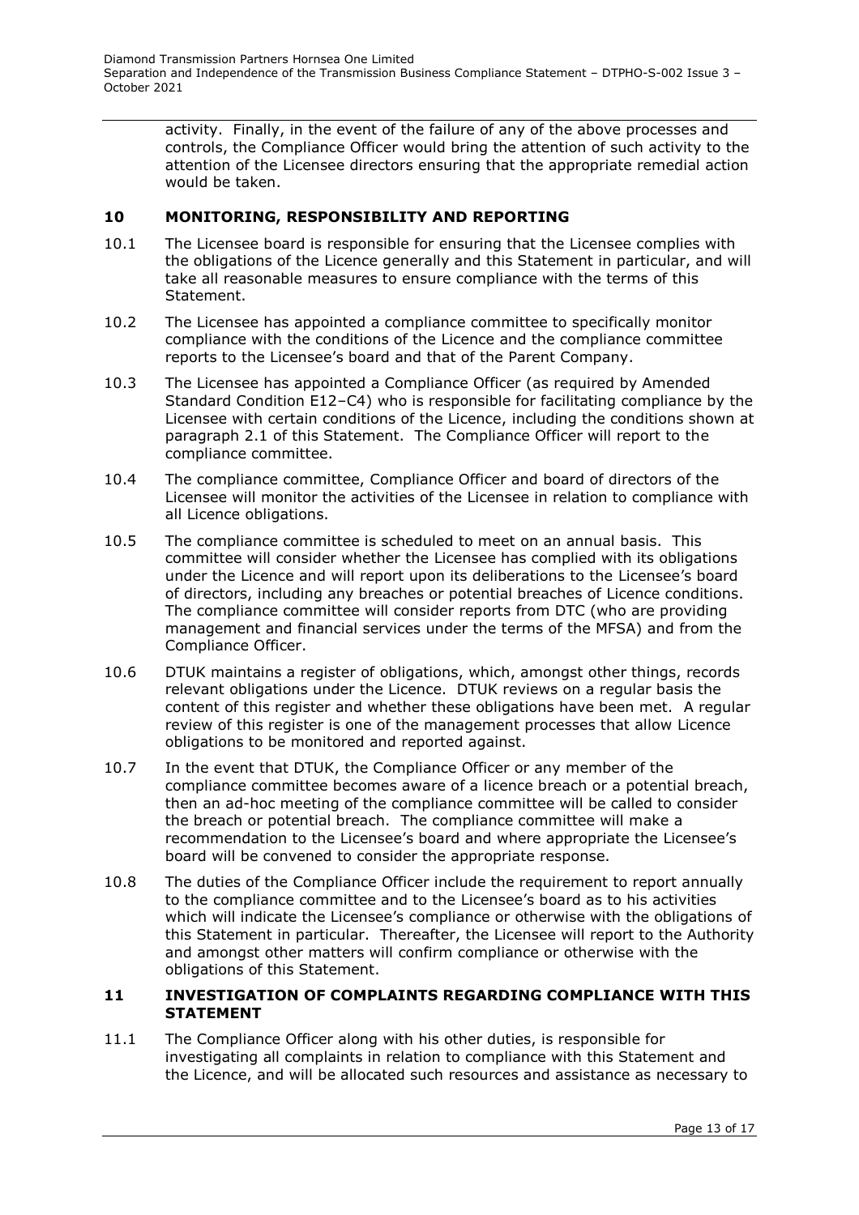activity. Finally, in the event of the failure of any of the above processes and controls, the Compliance Officer would bring the attention of such activity to the attention of the Licensee directors ensuring that the appropriate remedial action would be taken.

## 10 MONITORING, RESPONSIBILITY AND REPORTING

10.1 The Licensee board is responsible for ensuring that the Licensee complies with the obligations of the Licence generally and this Statement in particular, and will take all reasonable measures to ensure compliance with the terms of this Statement.

10.2 The Licensee has appointed a compliance committee to specifically monitor compliance with the conditions of the Licence and the compliance committee reports to the Licensee's board and that of the Parent Company.

10.3 The Licensee has appointed a Compliance Officer (as required by Amended Standard Condition E12–C4) who is responsible for facilitating compliance by the Licensee with certain conditions of the Licence, including the conditions shown at paragraph 2.1 of this Statement. The Compliance Officer will report to the compliance committee.

10.4 The compliance committee, Compliance Officer and board of directors of the Licensee will monitor the activities of the Licensee in relation to compliance with all Licence obligations.

10.5 The compliance committee is scheduled to meet on an annual basis. This committee will consider whether the Licensee has complied with its obligations under the Licence and will report upon its deliberations to the Licensee's board of directors, including any breaches or potential breaches of Licence conditions. The compliance committee will consider reports from DTC (who are providing management and financial services under the terms of the MFSA) and from the Compliance Officer.

10.6 DTUK maintains a register of obligations, which, amongst other things, records relevant obligations under the Licence. DTUK reviews on a regular basis the content of this register and whether these obligations have been met. A regular review of this register is one of the management processes that allow Licence obligations to be monitored and reported against.

10.7 In the event that DTUK, the Compliance Officer or any member of the compliance committee becomes aware of a licence breach or a potential breach, then an ad-hoc meeting of the compliance committee will be called to consider the breach or potential breach. The compliance committee will make a recommendation to the Licensee's board and where appropriate the Licensee's board will be convened to consider the appropriate response.

10.8 The duties of the Compliance Officer include the requirement to report annually to the compliance committee and to the Licensee's board as to his activities which will indicate the Licensee's compliance or otherwise with the obligations of this Statement in particular. Thereafter, the Licensee will report to the Authority and amongst other matters will confirm compliance or otherwise with the obligations of this Statement.

## 11 INVESTIGATION OF COMPLAINTS REGARDING COMPLIANCE WITH THIS STATEMENT

11.1 The Compliance Officer along with his other duties, is responsible for investigating all complaints in relation to compliance with this Statement and the Licence, and will be allocated such resources and assistance as necessary to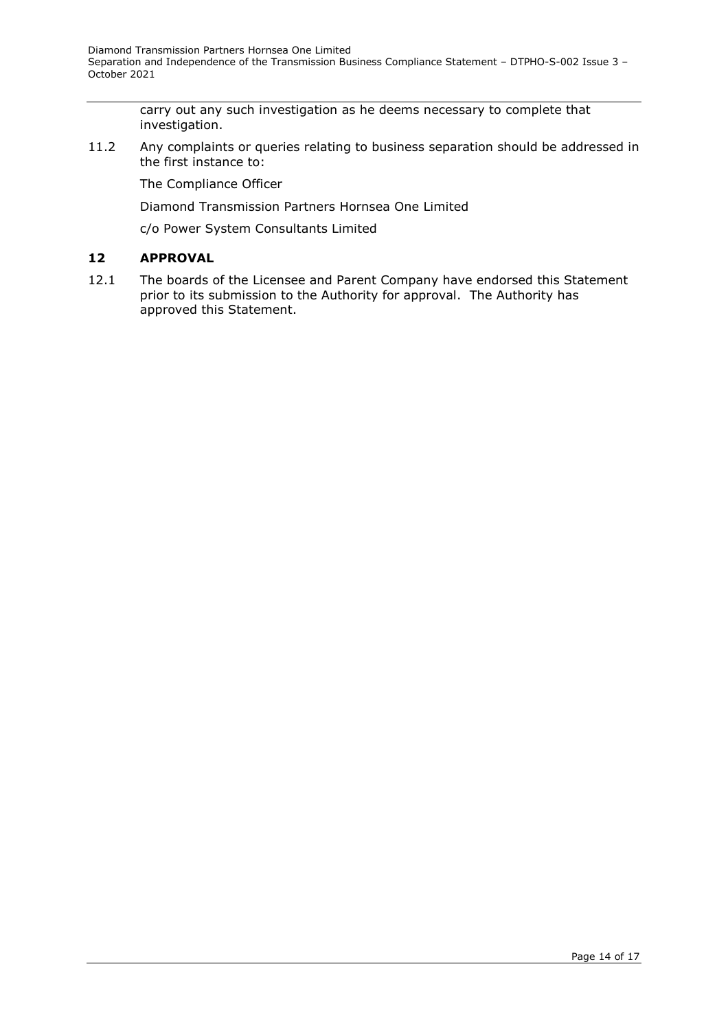carry out any such investigation as he deems necessary to complete that investigation.

11.2 Any complaints or queries relating to business separation should be addressed in the first instance to:

The Compliance Officer

Diamond Transmission Partners Hornsea One Limited

c/o Power System Consultants Limited

## 12 APPROVAL

12.1 The boards of the Licensee and Parent Company have endorsed this Statement prior to its submission to the Authority for approval. The Authority has approved this Statement.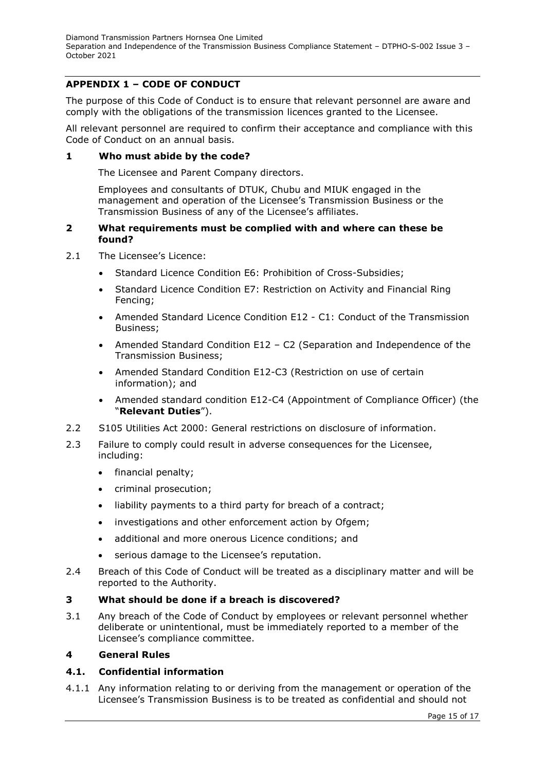## APPENDIX 1 – CODE OF CONDUCT

The purpose of this Code of Conduct is to ensure that relevant personnel are aware and comply with the obligations of the transmission licences granted to the Licensee.

All relevant personnel are required to confirm their acceptance and compliance with this Code of Conduct on an annual basis.

### 1 Who must abide by the code?

The Licensee and Parent Company directors.

Employees and consultants of DTUK, Chubu and MIUK engaged in the management and operation of the Licensee's Transmission Business or the Transmission Business of any of the Licensee's affiliates.

### 2 What requirements must be complied with and where can these be found?

2.1 The Licensee's Licence:

- Standard Licence Condition E6: Prohibition of Cross-Subsidies;
- Standard Licence Condition E7: Restriction on Activity and Financial Ring Fencing;
- Amended Standard Licence Condition E12 - C1: Conduct of the Transmission Business;
- Amended Standard Condition E12 – C2 (Separation and Independence of the Transmission Business;
- Amended Standard Condition E12-C3 (Restriction on use of certain information); and
- Amended standard condition E12-C4 (Appointment of Compliance Officer) (the "**Relevant Duties**").

2.2 S105 Utilities Act 2000: General restrictions on disclosure of information.

2.3 Failure to comply could result in adverse consequences for the Licensee, including:

- financial penalty;
- criminal prosecution;
- liability payments to a third party for breach of a contract;
- investigations and other enforcement action by Ofgem;
- additional and more onerous Licence conditions; and
- serious damage to the Licensee's reputation.

2.4 Breach of this Code of Conduct will be treated as a disciplinary matter and will be reported to the Authority.

### 3 What should be done if a breach is discovered?

3.1 Any breach of the Code of Conduct by employees or relevant personnel whether deliberate or unintentional, must be immediately reported to a member of the Licensee's compliance committee.

### 4 General Rules

#### 4.1. Confidential information

4.1.1 Any information relating to or deriving from the management or operation of the Licensee's Transmission Business is to be treated as confidential and should not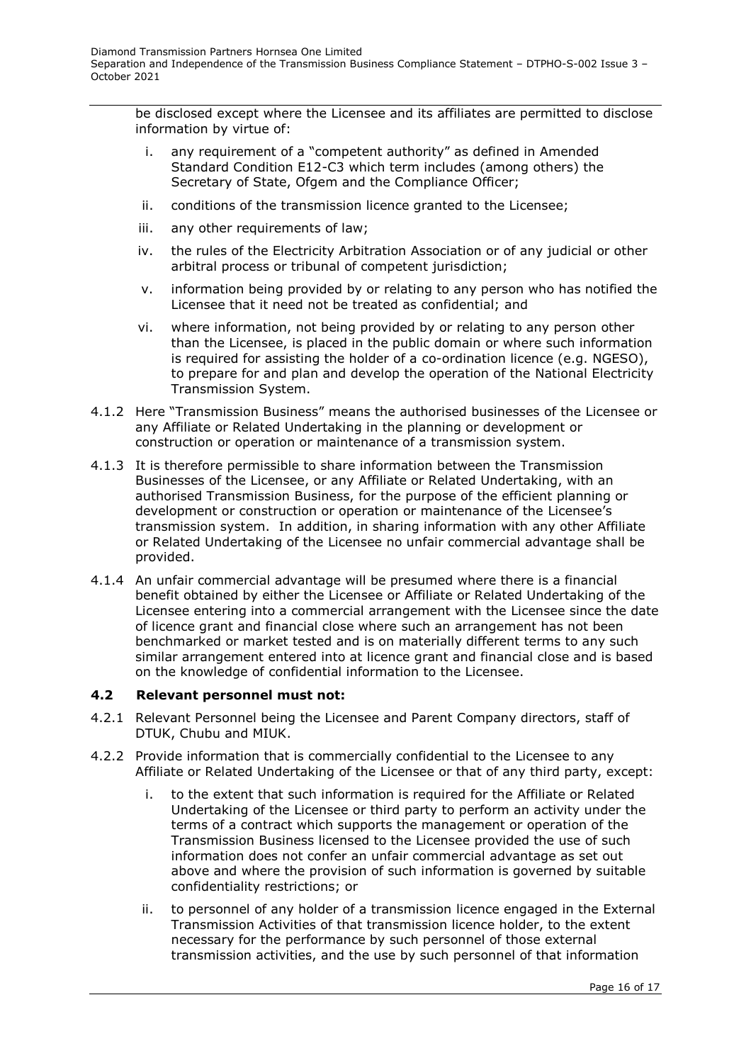be disclosed except where the Licensee and its affiliates are permitted to disclose information by virtue of:

i. any requirement of a "competent authority" as defined in Amended Standard Condition E12-C3 which term includes (among others) the Secretary of State, Ofgem and the Compliance Officer;

ii. conditions of the transmission licence granted to the Licensee;

iii. any other requirements of law;

iv. the rules of the Electricity Arbitration Association or of any judicial or other arbitral process or tribunal of competent jurisdiction;

v. information being provided by or relating to any person who has notified the Licensee that it need not be treated as confidential; and

vi. where information, not being provided by or relating to any person other than the Licensee, is placed in the public domain or where such information is required for assisting the holder of a co-ordination licence (e.g. NGESO), to prepare for and plan and develop the operation of the National Electricity Transmission System.

4.1.2 Here "Transmission Business" means the authorised businesses of the Licensee or any Affiliate or Related Undertaking in the planning or development or construction or operation or maintenance of a transmission system.

4.1.3 It is therefore permissible to share information between the Transmission Businesses of the Licensee, or any Affiliate or Related Undertaking, with an authorised Transmission Business, for the purpose of the efficient planning or development or construction or operation or maintenance of the Licensee's transmission system. In addition, in sharing information with any other Affiliate or Related Undertaking of the Licensee no unfair commercial advantage shall be provided.

4.1.4 An unfair commercial advantage will be presumed where there is a financial benefit obtained by either the Licensee or Affiliate or Related Undertaking of the Licensee entering into a commercial arrangement with the Licensee since the date of licence grant and financial close where such an arrangement has not been benchmarked or market tested and is on materially different terms to any such similar arrangement entered into at licence grant and financial close and is based on the knowledge of confidential information to the Licensee.

### 4.2 Relevant personnel must not:

4.2.1 Relevant Personnel being the Licensee and Parent Company directors, staff of DTUK, Chubu and MIUK.

4.2.2 Provide information that is commercially confidential to the Licensee to any Affiliate or Related Undertaking of the Licensee or that of any third party, except:

i. to the extent that such information is required for the Affiliate or Related Undertaking of the Licensee or third party to perform an activity under the terms of a contract which supports the management or operation of the Transmission Business licensed to the Licensee provided the use of such information does not confer an unfair commercial advantage as set out above and where the provision of such information is governed by suitable confidentiality restrictions; or

ii. to personnel of any holder of a transmission licence engaged in the External Transmission Activities of that transmission licence holder, to the extent necessary for the performance by such personnel of those external transmission activities, and the use by such personnel of that information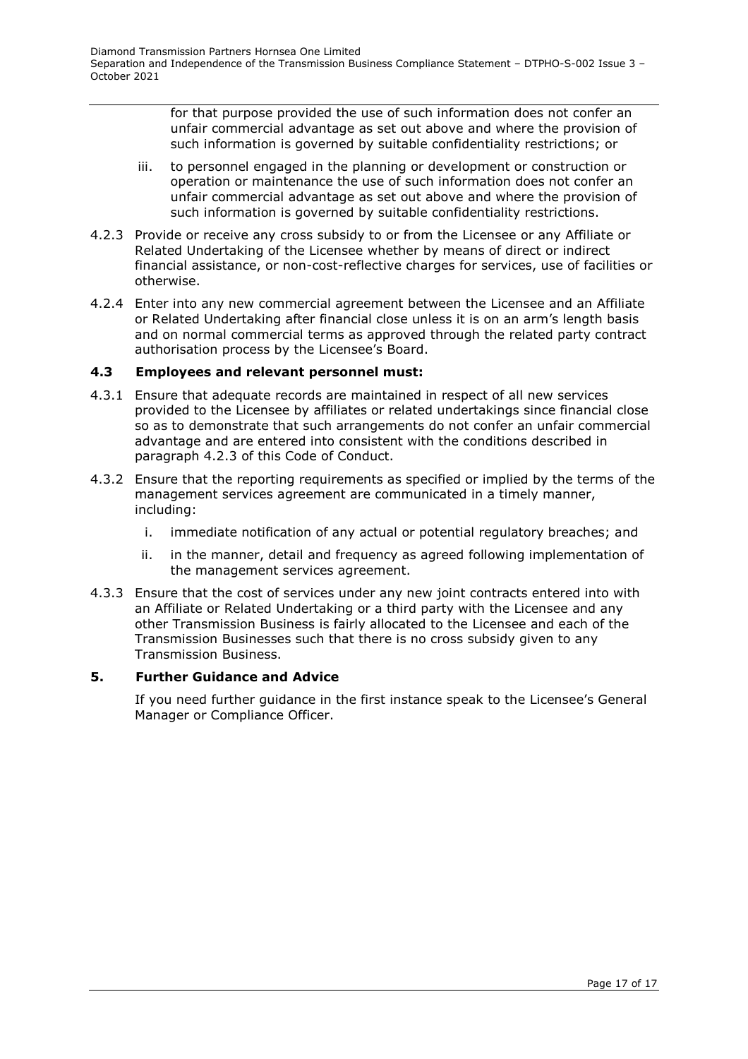for that purpose provided the use of such information does not confer an unfair commercial advantage as set out above and where the provision of such information is governed by suitable confidentiality restrictions; or

iii. to personnel engaged in the planning or development or construction or operation or maintenance the use of such information does not confer an unfair commercial advantage as set out above and where the provision of such information is governed by suitable confidentiality restrictions.

4.2.3 Provide or receive any cross subsidy to or from the Licensee or any Affiliate or Related Undertaking of the Licensee whether by means of direct or indirect financial assistance, or non-cost-reflective charges for services, use of facilities or otherwise.

4.2.4 Enter into any new commercial agreement between the Licensee and an Affiliate or Related Undertaking after financial close unless it is on an arm's length basis and on normal commercial terms as approved through the related party contract authorisation process by the Licensee's Board.

### 4.3 Employees and relevant personnel must:

4.3.1 Ensure that adequate records are maintained in respect of all new services provided to the Licensee by affiliates or related undertakings since financial close so as to demonstrate that such arrangements do not confer an unfair commercial advantage and are entered into consistent with the conditions described in paragraph 4.2.3 of this Code of Conduct.

4.3.2 Ensure that the reporting requirements as specified or implied by the terms of the management services agreement are communicated in a timely manner, including:

i. immediate notification of any actual or potential regulatory breaches; and

ii. in the manner, detail and frequency as agreed following implementation of the management services agreement.

4.3.3 Ensure that the cost of services under any new joint contracts entered into with an Affiliate or Related Undertaking or a third party with the Licensee and any other Transmission Business is fairly allocated to the Licensee and each of the Transmission Businesses such that there is no cross subsidy given to any Transmission Business.

## 5. Further Guidance and Advice

If you need further guidance in the first instance speak to the Licensee's General Manager or Compliance Officer.